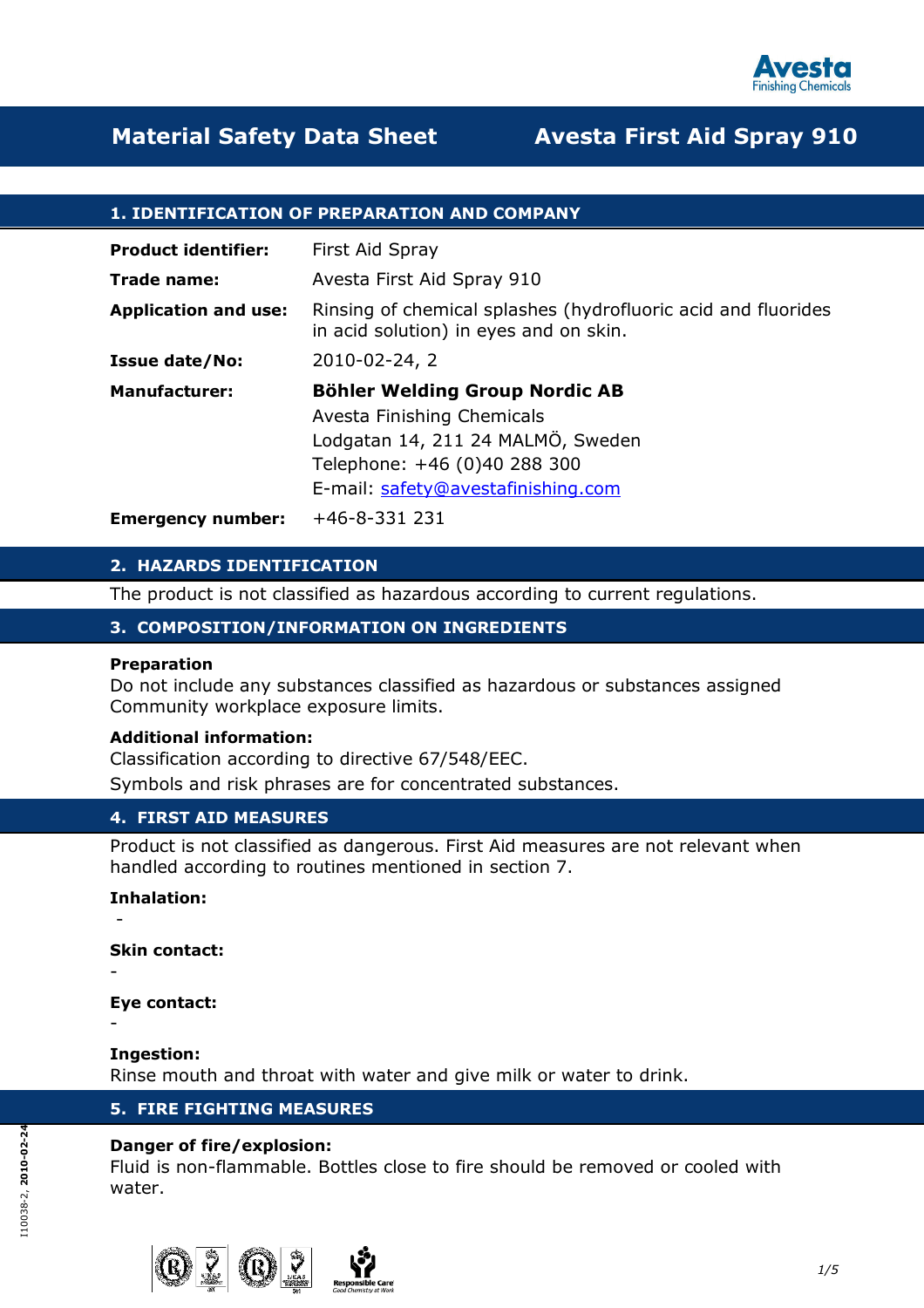# Material Safety Data Sheet — Avesta First Aid Spray 910

## 1. IDENTIFICATION OF PREPARATION AND COMPANY

**Product identifier:** First Aid Spray

**Trade name:** Avesta First Aid Spray 910

**Application and use:** Rinsing of chemical splashes (hydrofluoric acid and fluorides in acid solution) in eyes and on skin.

**Issue date/No:** 2010-02-24, 2

**Manufacturer:** **Böhler Welding Group Nordic AB**
Avesta Finishing Chemicals
Lodgatan 14, 211 24 MALMÖ, Sweden
Telephone: +46 (0)40 288 300
E-mail: safety@avestafinishing.com

**Emergency number:** +46-8-331 231

## 2. HAZARDS IDENTIFICATION

The product is not classified as hazardous according to current regulations.

## 3. COMPOSITION/INFORMATION ON INGREDIENTS

**Preparation**
Do not include any substances classified as hazardous or substances assigned Community workplace exposure limits.

**Additional information:**
Classification according to directive 67/548/EEC.
Symbols and risk phrases are for concentrated substances.

## 4. FIRST AID MEASURES

Product is not classified as dangerous. First Aid measures are not relevant when handled according to routines mentioned in section 7.

**Inhalation:**
-

**Skin contact:**
-

**Eye contact:**
-

**Ingestion:**
Rinse mouth and throat with water and give milk or water to drink.

## 5. FIRE FIGHTING MEASURES

**Danger of fire/explosion:**
Fluid is non-flammable. Bottles close to fire should be removed or cooled with water.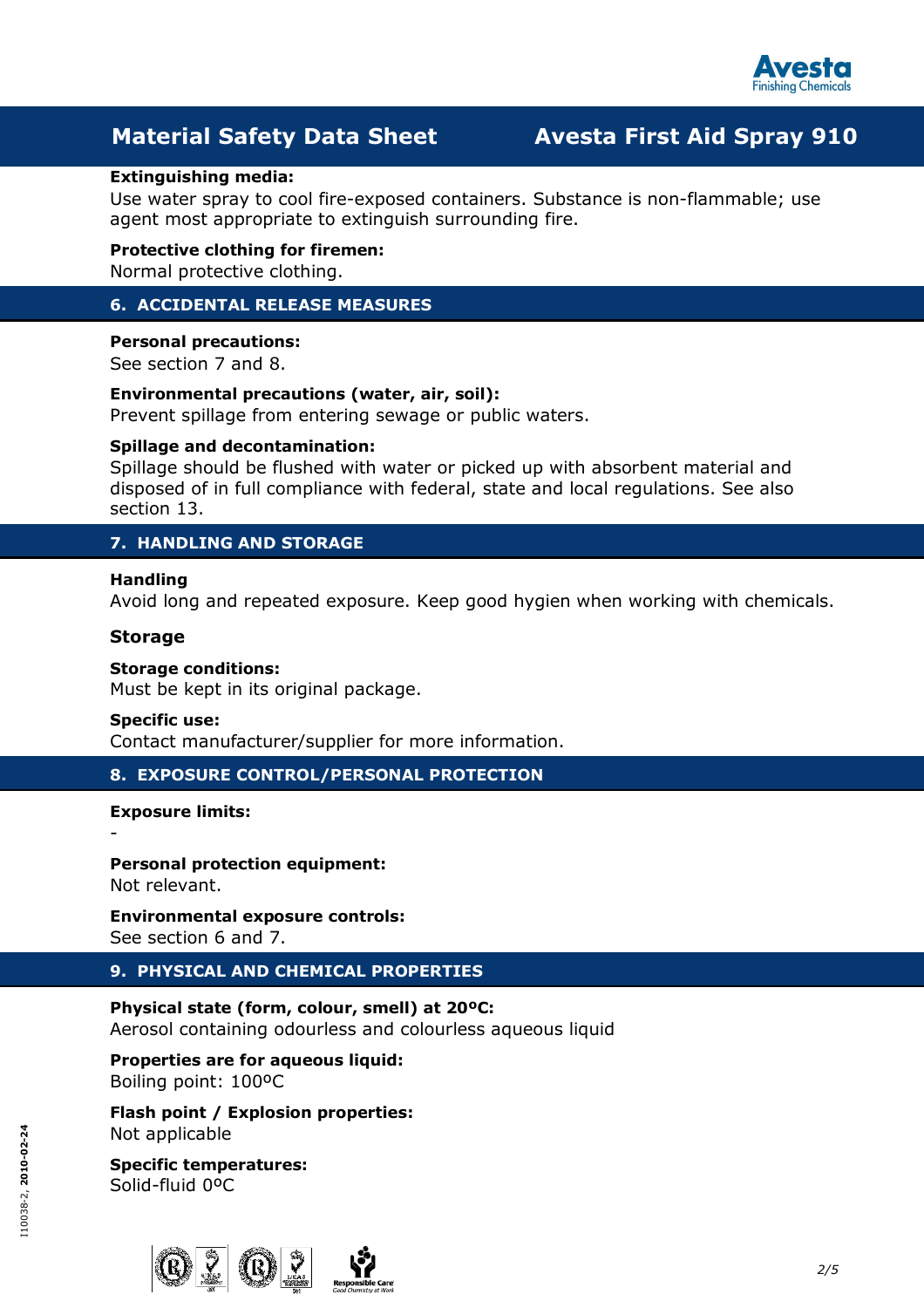**Extinguishing media:**
Use water spray to cool fire-exposed containers. Substance is non-flammable; use agent most appropriate to extinguish surrounding fire.

**Protective clothing for firemen:**
Normal protective clothing.

## 6. ACCIDENTAL RELEASE MEASURES

**Personal precautions:**
See section 7 and 8.

**Environmental precautions (water, air, soil):**
Prevent spillage from entering sewage or public waters.

**Spillage and decontamination:**
Spillage should be flushed with water or picked up with absorbent material and disposed of in full compliance with federal, state and local regulations. See also section 13.

## 7. HANDLING AND STORAGE

**Handling**
Avoid long and repeated exposure. Keep good hygien when working with chemicals.

### Storage

**Storage conditions:**
Must be kept in its original package.

**Specific use:**
Contact manufacturer/supplier for more information.

## 8. EXPOSURE CONTROL/PERSONAL PROTECTION

**Exposure limits:**
-

**Personal protection equipment:**
Not relevant.

**Environmental exposure controls:**
See section 6 and 7.

## 9. PHYSICAL AND CHEMICAL PROPERTIES

**Physical state (form, colour, smell) at 20ºC:**
Aerosol containing odourless and colourless aqueous liquid

**Properties are for aqueous liquid:**
Boiling point: 100ºC

**Flash point / Explosion properties:**
Not applicable

**Specific temperatures:**
Solid-fluid 0ºC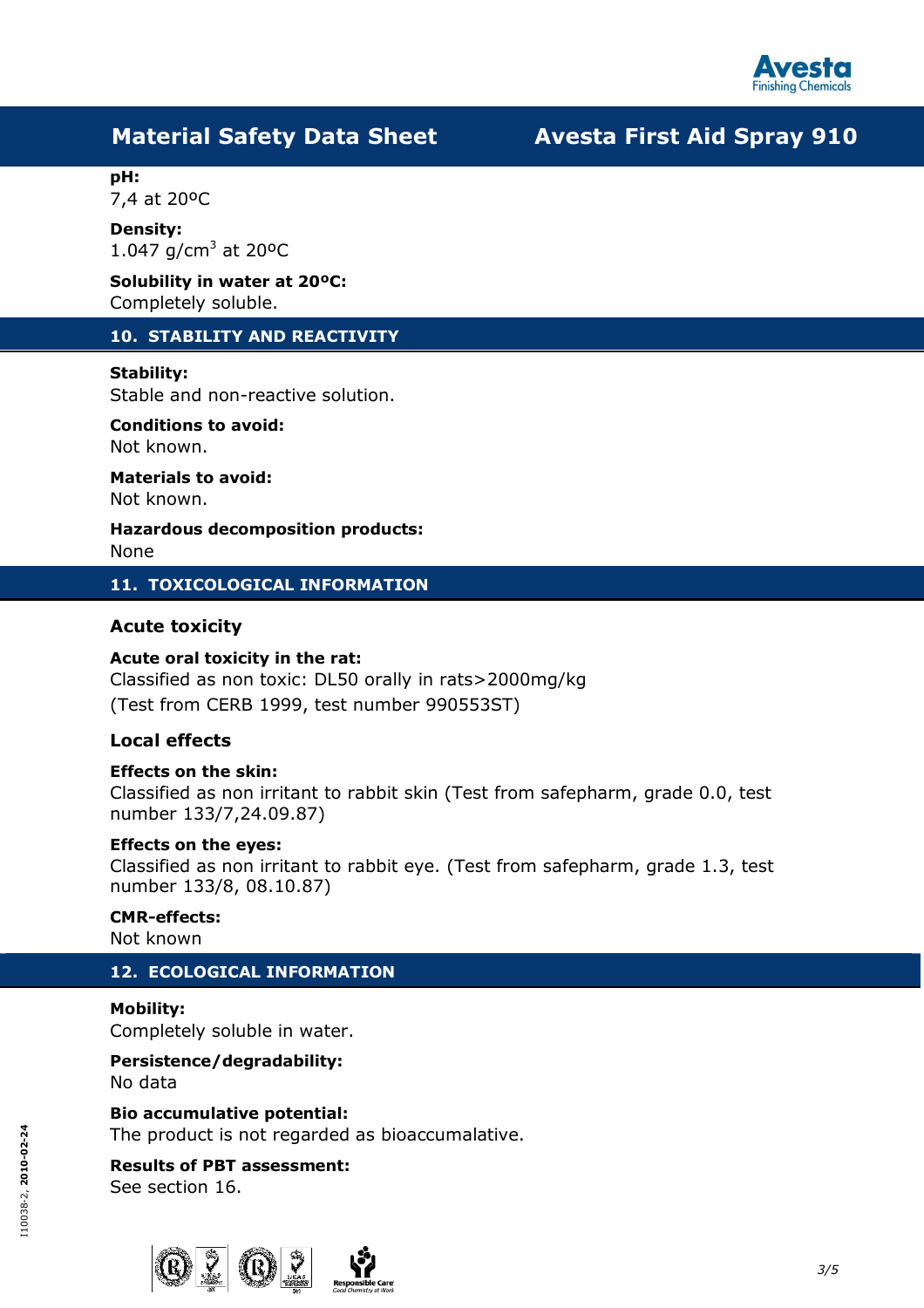**pH:**
7,4 at 20ºC

**Density:**
1.047 g/cm$^3$ at 20ºC

**Solubility in water at 20ºC:**
Completely soluble.

## 10. STABILITY AND REACTIVITY

**Stability:**
Stable and non-reactive solution.

**Conditions to avoid:**
Not known.

**Materials to avoid:**
Not known.

**Hazardous decomposition products:**
None

## 11. TOXICOLOGICAL INFORMATION

### Acute toxicity

**Acute oral toxicity in the rat:**
Classified as non toxic: DL50 orally in rats>2000mg/kg
(Test from CERB 1999, test number 990553ST)

### Local effects

**Effects on the skin:**
Classified as non irritant to rabbit skin (Test from safepharm, grade 0.0, test number 133/7,24.09.87)

**Effects on the eyes:**
Classified as non irritant to rabbit eye. (Test from safepharm, grade 1.3, test number 133/8, 08.10.87)

**CMR-effects:**
Not known

## 12. ECOLOGICAL INFORMATION

**Mobility:**
Completely soluble in water.

**Persistence/degradability:**
No data

**Bio accumulative potential:**
The product is not regarded as bioaccumalative.

**Results of PBT assessment:**
See section 16.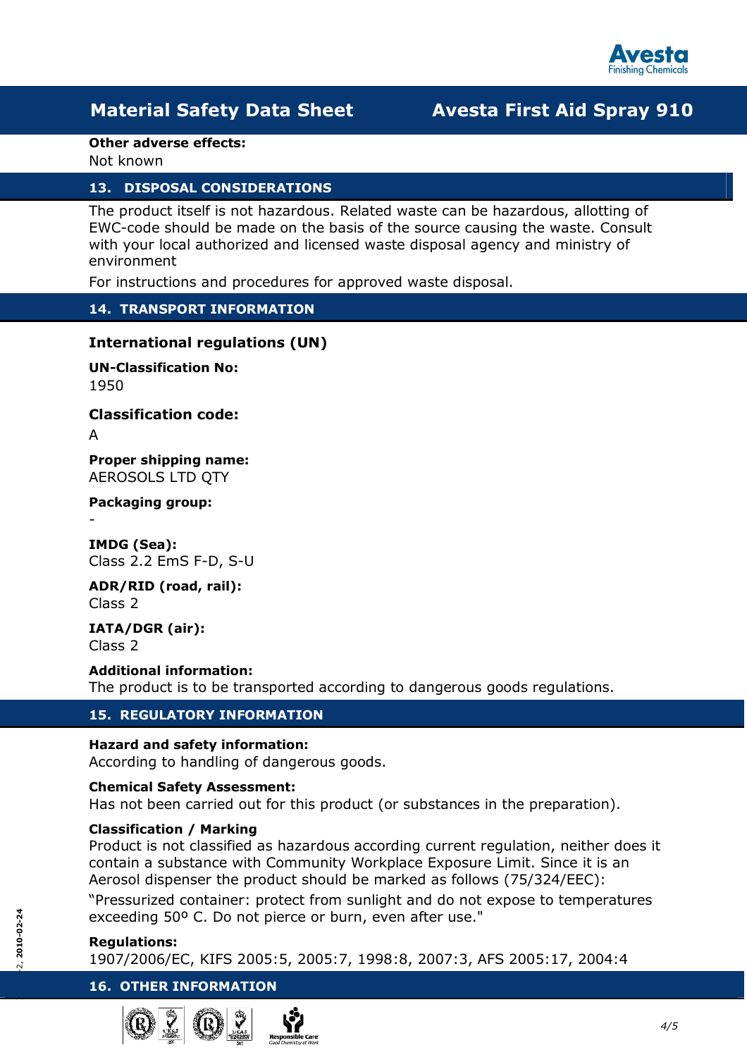**Other adverse effects:**
Not known

## 13. DISPOSAL CONSIDERATIONS

The product itself is not hazardous. Related waste can be hazardous, allotting of EWC-code should be made on the basis of the source causing the waste. Consult with your local authorized and licensed waste disposal agency and ministry of environment

For instructions and procedures for approved waste disposal.

## 14. TRANSPORT INFORMATION

### International regulations (UN)

**UN-Classification No:**
1950

### Classification code:

A

**Proper shipping name:**
AEROSOLS LTD QTY

**Packaging group:**
-

**IMDG (Sea):**
Class 2.2 EmS F-D, S-U

**ADR/RID (road, rail):**
Class 2

**IATA/DGR (air):**
Class 2

**Additional information:**
The product is to be transported according to dangerous goods regulations.

## 15. REGULATORY INFORMATION

**Hazard and safety information:**
According to handling of dangerous goods.

**Chemical Safety Assessment:**
Has not been carried out for this product (or substances in the preparation).

**Classification / Marking**
Product is not classified as hazardous according current regulation, neither does it contain a substance with Community Workplace Exposure Limit. Since it is an Aerosol dispenser the product should be marked as follows (75/324/EEC):

"Pressurized container: protect from sunlight and do not expose to temperatures exceeding 50º C. Do not pierce or burn, even after use."

**Regulations:**
1907/2006/EC, KIFS 2005:5, 2005:7, 1998:8, 2007:3, AFS 2005:17, 2004:4

## 16. OTHER INFORMATION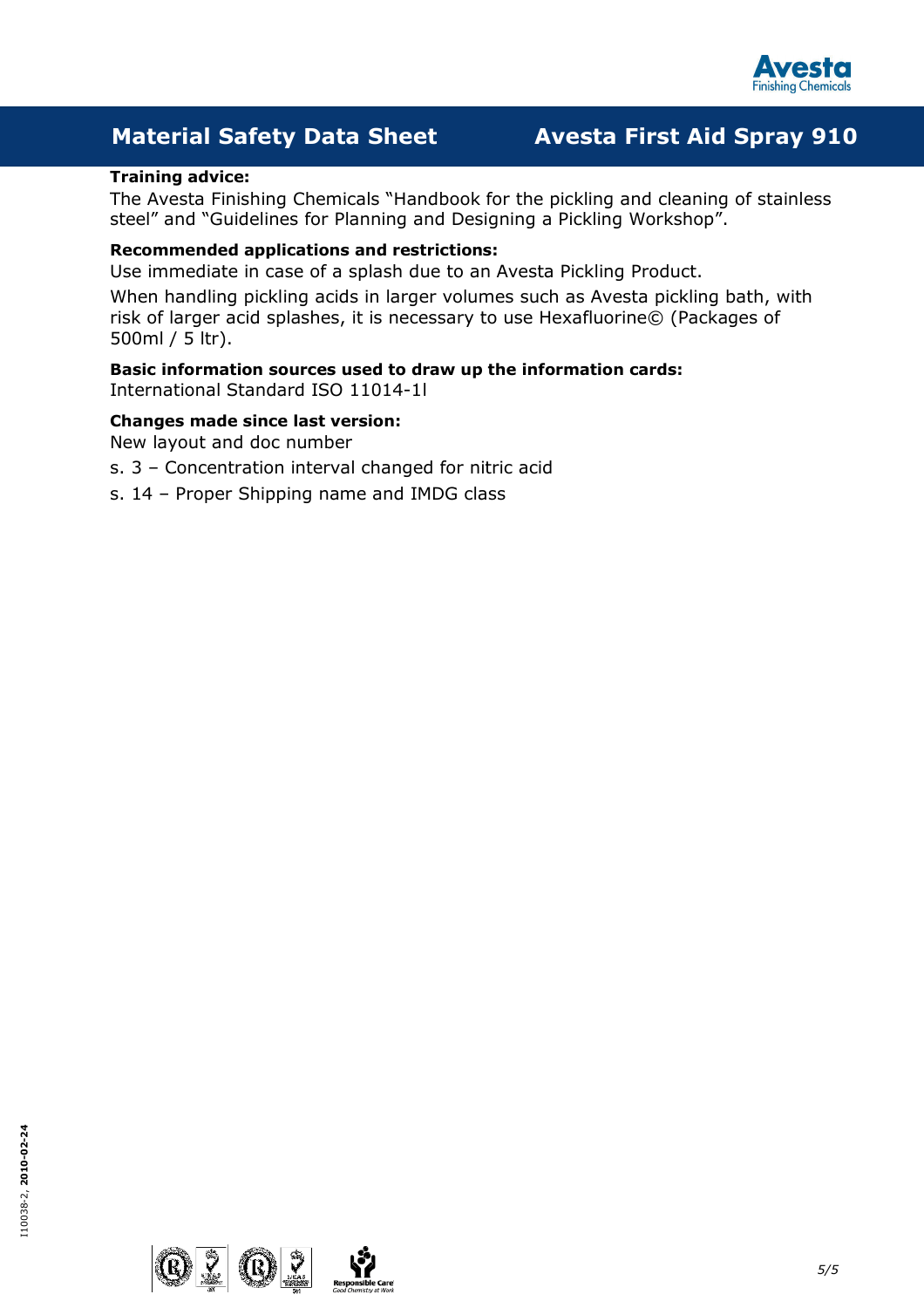**Training advice:**

The Avesta Finishing Chemicals "Handbook for the pickling and cleaning of stainless steel" and "Guidelines for Planning and Designing a Pickling Workshop".

**Recommended applications and restrictions:**

Use immediate in case of a splash due to an Avesta Pickling Product.

When handling pickling acids in larger volumes such as Avesta pickling bath, with risk of larger acid splashes, it is necessary to use Hexafluorine© (Packages of 500ml / 5 ltr).

**Basic information sources used to draw up the information cards:**

International Standard ISO 11014-1l

**Changes made since last version:**

New layout and doc number

s. 3 – Concentration interval changed for nitric acid

s. 14 – Proper Shipping name and IMDG class

I10038-2, **2010-02-24**